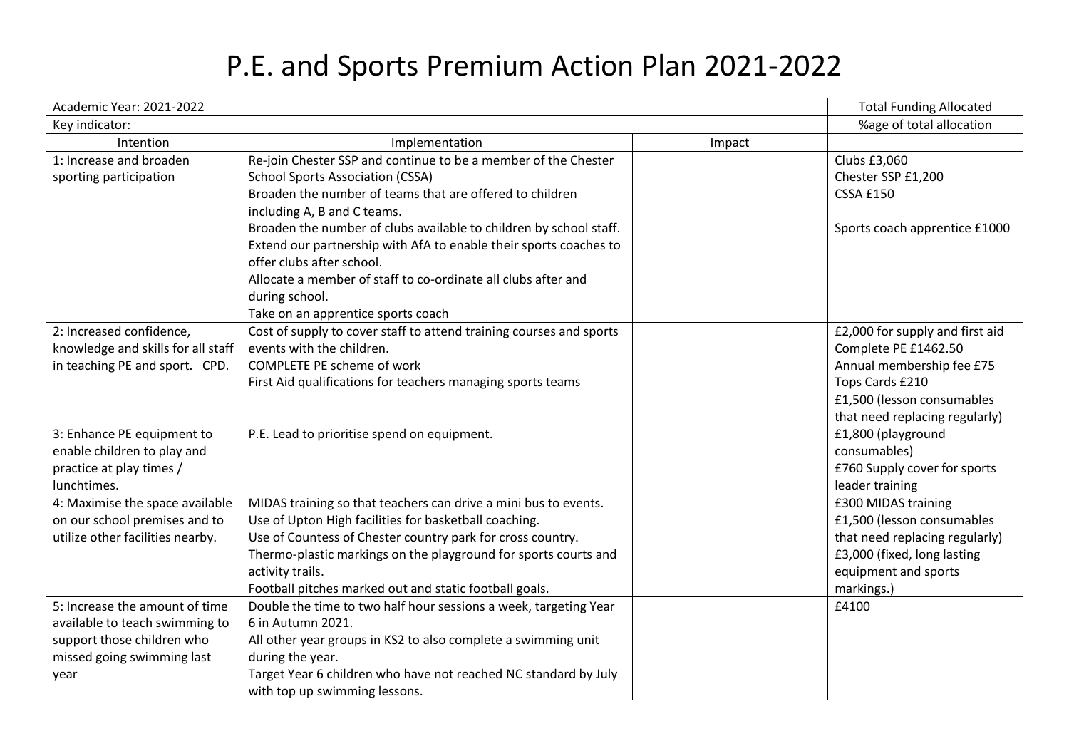# P.E. and Sports Premium Action Plan 2021-2022

| Academic Year: 2021-2022 | | | Total Funding Allocated |
|---|---|---|---|
| Key indicator: | | | %age of total allocation |
| Intention | Implementation | Impact | |
| 1: Increase and broaden sporting participation | Re-join Chester SSP and continue to be a member of the Chester School Sports Association (CSSA)<br>Broaden the number of teams that are offered to children including A, B and C teams.<br>Broaden the number of clubs available to children by school staff.<br>Extend our partnership with AfA to enable their sports coaches to offer clubs after school.<br>Allocate a member of staff to co-ordinate all clubs after and during school.<br>Take on an apprentice sports coach | | Clubs £3,060<br>Chester SSP £1,200<br>CSSA £150<br><br>Sports coach apprentice £1000 |
| 2: Increased confidence, knowledge and skills for all staff in teaching PE and sport. CPD. | Cost of supply to cover staff to attend training courses and sports events with the children.<br>COMPLETE PE scheme of work<br>First Aid qualifications for teachers managing sports teams | | £2,000 for supply and first aid<br>Complete PE £1462.50<br>Annual membership fee £75<br>Tops Cards £210<br>£1,500 (lesson consumables that need replacing regularly) |
| 3: Enhance PE equipment to enable children to play and practice at play times / lunchtimes. | P.E. Lead to prioritise spend on equipment. | | £1,800 (playground consumables)<br>£760 Supply cover for sports leader training |
| 4: Maximise the space available on our school premises and to utilize other facilities nearby. | MIDAS training so that teachers can drive a mini bus to events.<br>Use of Upton High facilities for basketball coaching.<br>Use of Countess of Chester country park for cross country.<br>Thermo-plastic markings on the playground for sports courts and activity trails.<br>Football pitches marked out and static football goals. | | £300 MIDAS training<br>£1,500 (lesson consumables that need replacing regularly)<br>£3,000 (fixed, long lasting equipment and sports markings.) |
| 5: Increase the amount of time available to teach swimming to support those children who missed going swimming last year | Double the time to two half hour sessions a week, targeting Year 6 in Autumn 2021.<br>All other year groups in KS2 to also complete a swimming unit during the year.<br>Target Year 6 children who have not reached NC standard by July with top up swimming lessons. | | £4100 |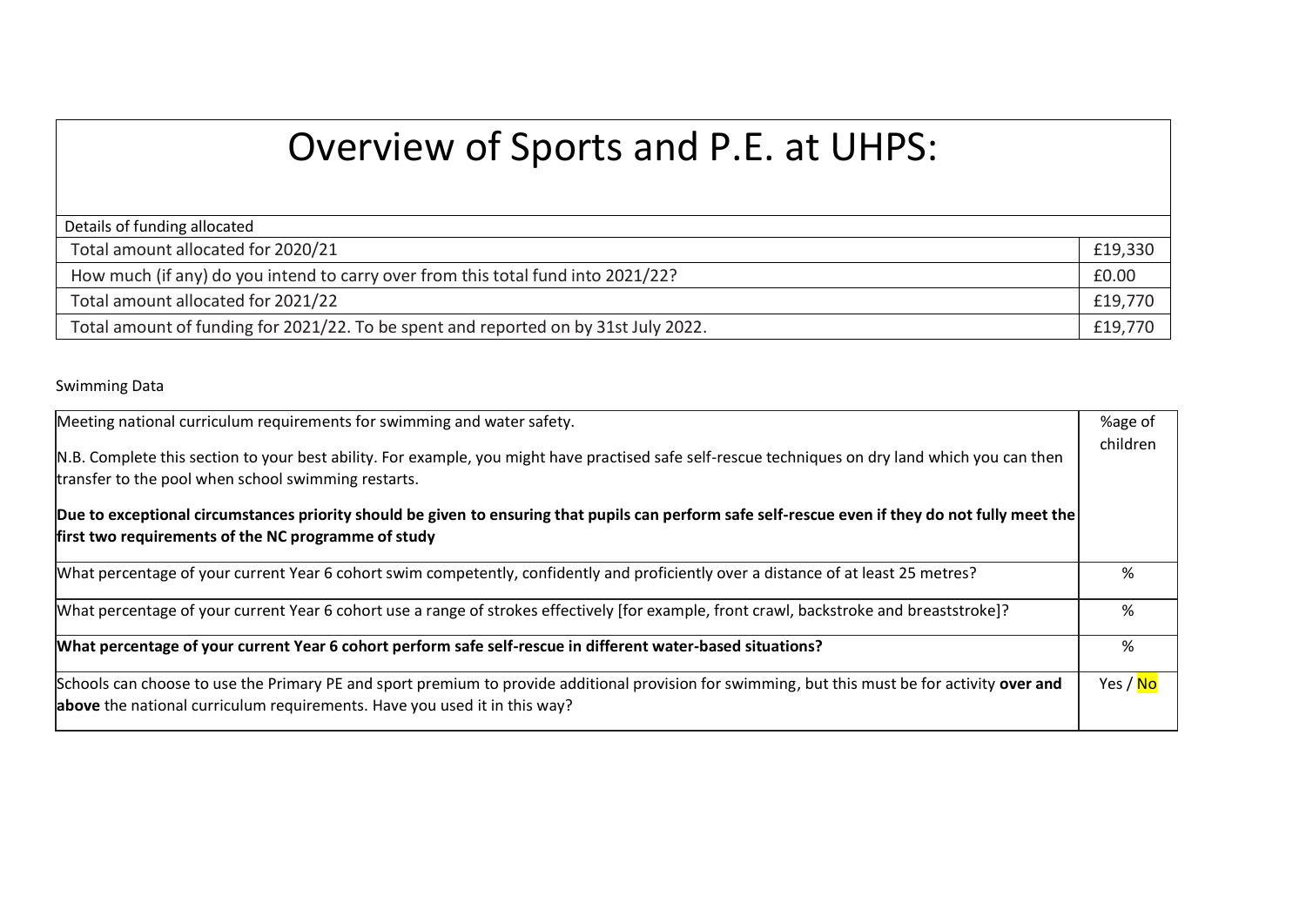# Overview of Sports and P.E. at UHPS:

| Details of funding allocated | |
|---|---|
| Total amount allocated for 2020/21 | £19,330 |
| How much (if any) do you intend to carry over from this total fund into 2021/22? | £0.00 |
| Total amount allocated for 2021/22 | £19,770 |
| Total amount of funding for 2021/22. To be spent and reported on by 31st July 2022. | £19,770 |

Swimming Data

| Meeting national curriculum requirements for swimming and water safety.<br><br>N.B. Complete this section to your best ability. For example, you might have practised safe self-rescue techniques on dry land which you can then transfer to the pool when school swimming restarts.<br><br>**Due to exceptional circumstances priority should be given to ensuring that pupils can perform safe self-rescue even if they do not fully meet the first two requirements of the NC programme of study** | %age of children |
|---|---|
| What percentage of your current Year 6 cohort swim competently, confidently and proficiently over a distance of at least 25 metres? | % |
| What percentage of your current Year 6 cohort use a range of strokes effectively [for example, front crawl, backstroke and breaststroke]? | % |
| **What percentage of your current Year 6 cohort perform safe self-rescue in different water-based situations?** | % |
| Schools can choose to use the Primary PE and sport premium to provide additional provision for swimming, but this must be for activity **over and above** the national curriculum requirements. Have you used it in this way? | Yes / No |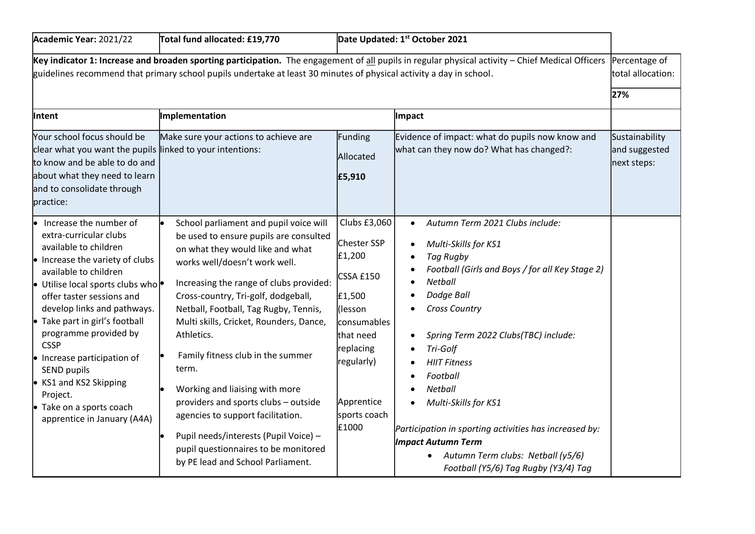| Academic Year: 2021/22 | Total fund allocated: £19,770 | Date Updated: 1st October 2021 | | |
|---|---|---|---|---|
| **Key indicator 1: Increase and broaden sporting participation.** The engagement of all pupils in regular physical activity – Chief Medical Officers guidelines recommend that primary school pupils undertake at least 30 minutes of physical activity a day in school. | | | | Percentage of total allocation: |
| | | | | **27%** |
| **Intent** | **Implementation** | | **Impact** | |
| Your school focus should be clear what you want the pupils to know and be able to do and about what they need to learn and to consolidate through practice: | Make sure your actions to achieve are linked to your intentions: | Funding Allocated **£5,910** | Evidence of impact: what do pupils now know and what can they now do? What has changed?: | Sustainability and suggested next steps: |
| • Increase the number of extra-curricular clubs available to children<br>• Increase the variety of clubs available to children<br>• Utilise local sports clubs who offer taster sessions and develop links and pathways.<br>• Take part in girl's football programme provided by CSSP<br>• Increase participation of SEND pupils<br>• KS1 and KS2 Skipping Project.<br>• Take on a sports coach apprentice in January (A4A) | • School parliament and pupil voice will be used to ensure pupils are consulted on what they would like and what works well/doesn't work well.<br>• Increasing the range of clubs provided: Cross-country, Tri-golf, dodgeball, Netball, Football, Tag Rugby, Tennis, Multi skills, Cricket, Rounders, Dance, Athletics.<br>• Family fitness club in the summer term.<br>• Working and liaising with more providers and sports clubs – outside agencies to support facilitation.<br>• Pupil needs/interests (Pupil Voice) – pupil questionnaires to be monitored by PE lead and School Parliament. | Clubs £3,060<br><br>Chester SSP £1,200<br><br>CSSA £150<br><br>£1,500 (lesson consumables that need replacing regularly)<br><br>Apprentice sports coach £1000 | • *Autumn Term 2021 Clubs include:*<br>• *Multi-Skills for KS1*<br>• *Tag Rugby*<br>• *Football (Girls and Boys / for all Key Stage 2)*<br>• *Netball*<br>• *Dodge Ball*<br>• *Cross Country*<br><br>• *Spring Term 2022 Clubs(TBC) include:*<br>• *Tri-Golf*<br>• *HIIT Fitness*<br>• *Football*<br>• *Netball*<br>• *Multi-Skills for KS1*<br><br>*Participation in sporting activities has increased by:*<br>***Impact Autumn Term***<br>• *Autumn Term clubs: Netball (y5/6) Football (Y5/6) Tag Rugby (Y3/4) Tag* | |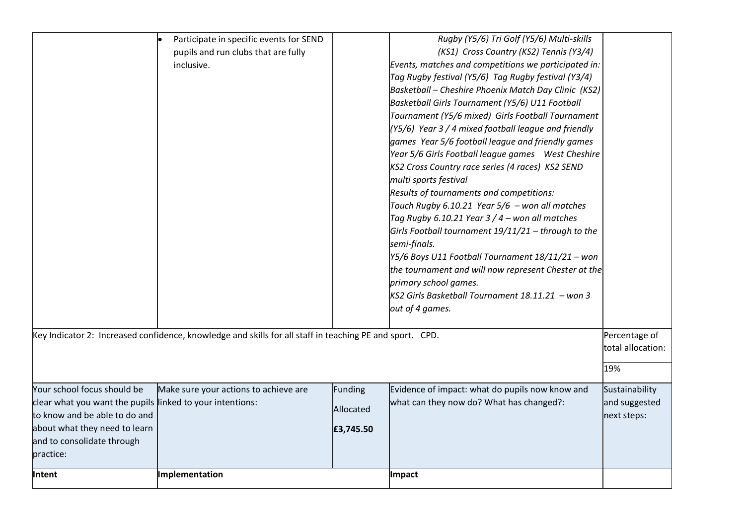| | | | | |
|---|---|---|---|---|
| | • Participate in specific events for SEND pupils and run clubs that are fully inclusive. | | *Rugby (Y5/6) Tri Golf (Y5/6) Multi-skills (KS1) Cross Country (KS2) Tennis (Y3/4)*<br>*Events, matches and competitions we participated in: Tag Rugby festival (Y5/6) Tag Rugby festival (Y3/4) Basketball – Cheshire Phoenix Match Day Clinic (KS2) Basketball Girls Tournament (Y5/6) U11 Football Tournament (Y5/6 mixed) Girls Football Tournament (Y5/6) Year 3 / 4 mixed football league and friendly games Year 5/6 football league and friendly games Year 5/6 Girls Football league games West Cheshire KS2 Cross Country race series (4 races) KS2 SEND multi sports festival*<br>*Results of tournaments and competitions:*<br>*Touch Rugby 6.10.21 Year 5/6 – won all matches*<br>*Tag Rugby 6.10.21 Year 3 / 4 – won all matches*<br>*Girls Football tournament 19/11/21 – through to the semi-finals.*<br>*Y5/6 Boys U11 Football Tournament 18/11/21 – won the tournament and will now represent Chester at the primary school games.*<br>*KS2 Girls Basketball Tournament 18.11.21 – won 3 out of 4 games.* | |

| | | | | |
|---|---|---|---|---|
| Key Indicator 2: Increased confidence, knowledge and skills for all staff in teaching PE and sport. CPD. | | | | Percentage of total allocation:<br>19% |
| Your school focus should be clear what you want the pupils to know and be able to do and about what they need to learn and to consolidate through practice: | Make sure your actions to achieve are linked to your intentions: | Funding Allocated<br>**£3,745.50** | Evidence of impact: what do pupils now know and what can they now do? What has changed?: | Sustainability and suggested next steps: |
| **Intent** | **Implementation** | | **Impact** | |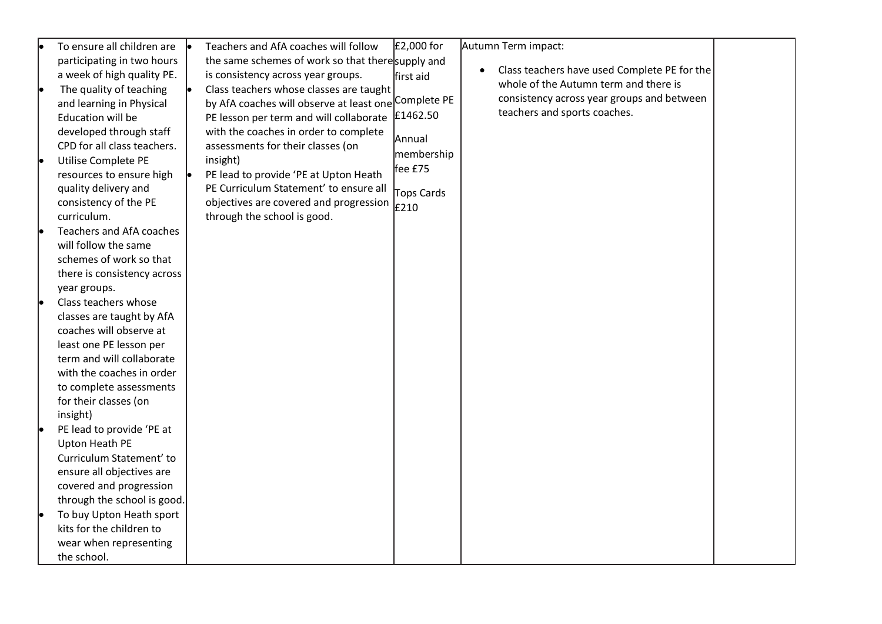| | | | | |
|---|---|---|---|---|
| • To ensure all children are participating in two hours a week of high quality PE.<br>• The quality of teaching and learning in Physical Education will be developed through staff CPD for all class teachers.<br>• Utilise Complete PE resources to ensure high quality delivery and consistency of the PE curriculum.<br>• Teachers and AfA coaches will follow the same schemes of work so that there is consistency across year groups.<br>• Class teachers whose classes are taught by AfA coaches will observe at least one PE lesson per term and will collaborate with the coaches in order to complete assessments for their classes (on insight)<br>• PE lead to provide 'PE at Upton Heath PE Curriculum Statement' to ensure all objectives are covered and progression through the school is good.<br>• To buy Upton Heath sport kits for the children to wear when representing the school. | • Teachers and AfA coaches will follow the same schemes of work so that there is consistency across year groups.<br>• Class teachers whose classes are taught by AfA coaches will observe at least one PE lesson per term and will collaborate with the coaches in order to complete assessments for their classes (on insight)<br>• PE lead to provide 'PE at Upton Heath PE Curriculum Statement' to ensure all objectives are covered and progression through the school is good. | £2,000 for supply and first aid<br><br>Complete PE £1462.50<br><br>Annual membership fee £75<br><br>Tops Cards £210 | Autumn Term impact:<br><br>• Class teachers have used Complete PE for the whole of the Autumn term and there is consistency across year groups and between teachers and sports coaches. | |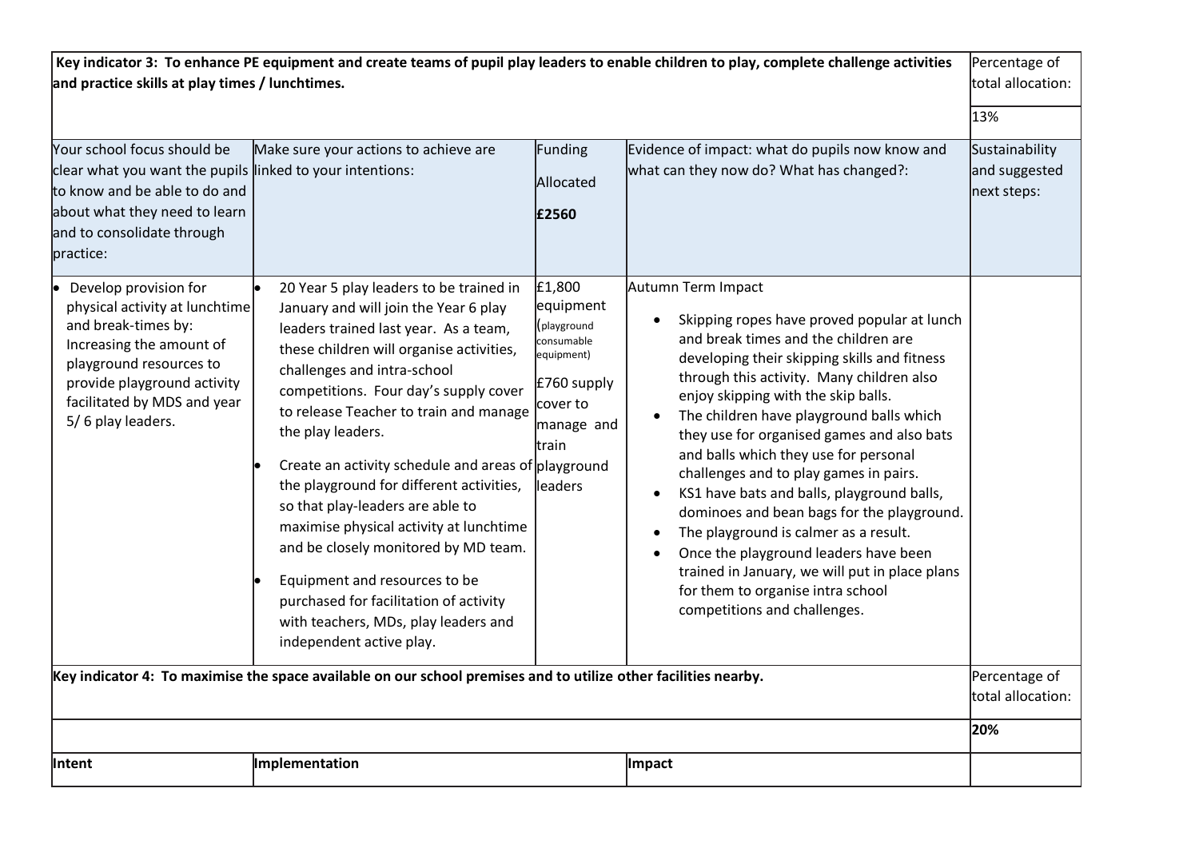| Key indicator 3: To enhance PE equipment and create teams of pupil play leaders to enable children to play, complete challenge activities and practice skills at play times / lunchtimes. | | | | Percentage of total allocation: |
|---|---|---|---|---|
| | | | | 13% |
| Your school focus should be clear what you want the pupils to know and be able to do and about what they need to learn and to consolidate through practice: | Make sure your actions to achieve are linked to your intentions: | Funding Allocated **£2560** | Evidence of impact: what do pupils now know and what can they now do? What has changed?: | Sustainability and suggested next steps: |
| • Develop provision for physical activity at lunchtime and break-times by: Increasing the amount of playground resources to provide playground activity facilitated by MDS and year 5/ 6 play leaders. | • 20 Year 5 play leaders to be trained in January and will join the Year 6 play leaders trained last year. As a team, these children will organise activities, challenges and intra-school competitions. Four day's supply cover to release Teacher to train and manage the play leaders.<br>• Create an activity schedule and areas of the playground for different activities, so that play-leaders are able to maximise physical activity at lunchtime and be closely monitored by MD team.<br>• Equipment and resources to be purchased for facilitation of activity with teachers, MDs, play leaders and independent active play. | £1,800 equipment (playground consumable equipment)<br><br>£760 supply cover to manage and train playground leaders | Autumn Term Impact<br>• Skipping ropes have proved popular at lunch and break times and the children are developing their skipping skills and fitness through this activity. Many children also enjoy skipping with the skip balls.<br>• The children have playground balls which they use for organised games and also bats and balls which they use for personal challenges and to play games in pairs.<br>• KS1 have bats and balls, playground balls, dominoes and bean bags for the playground.<br>• The playground is calmer as a result.<br>• Once the playground leaders have been trained in January, we will put in place plans for them to organise intra school competitions and challenges. | |

| Key indicator 4: To maximise the space available on our school premises and to utilize other facilities nearby. | | | Percentage of total allocation: |
|---|---|---|---|
| | | | **20%** |
| **Intent** | **Implementation** | **Impact** | |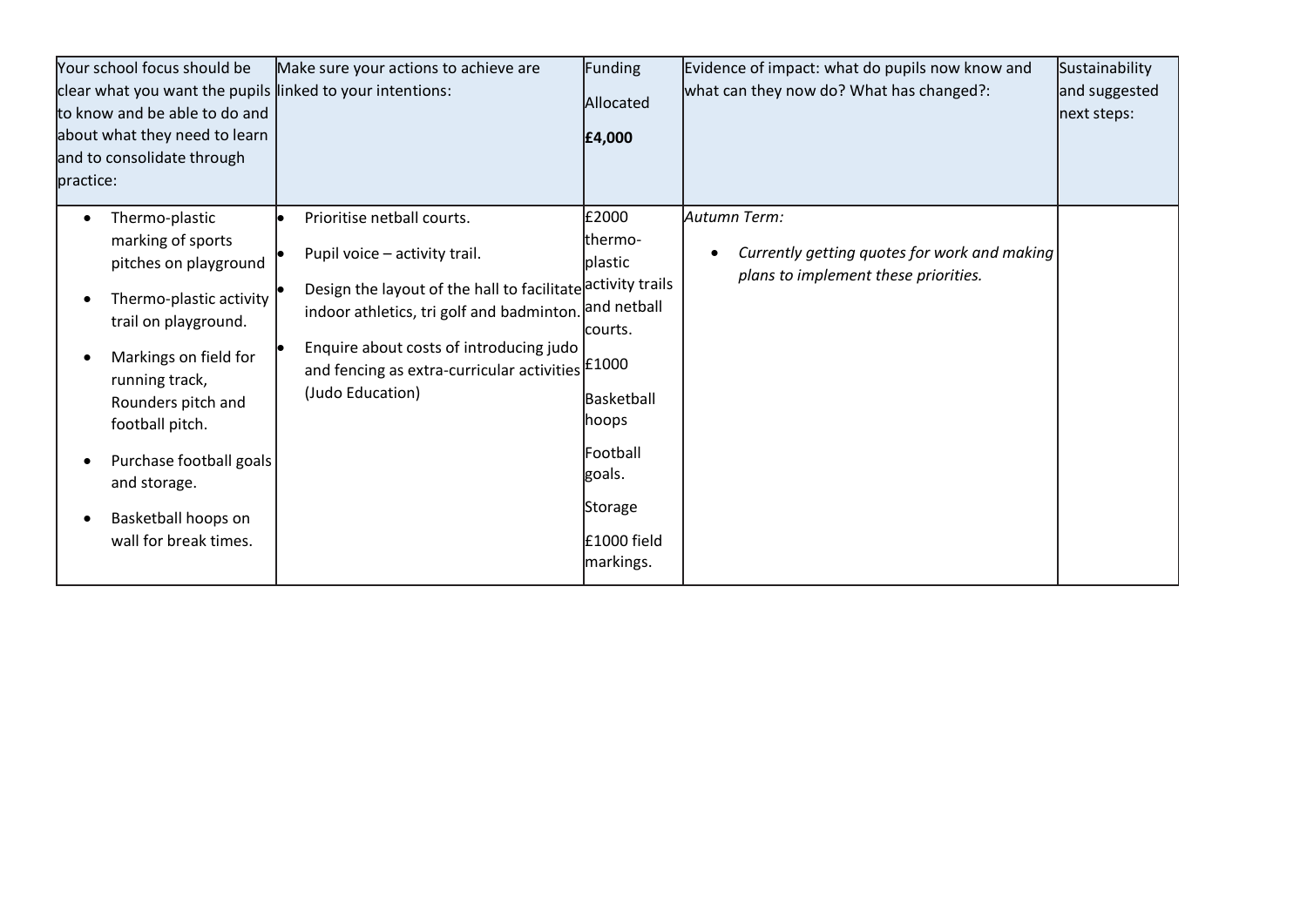| Your school focus should be clear what you want the pupils to know and be able to do and about what they need to learn and to consolidate through practice: | Make sure your actions to achieve are linked to your intentions: | Funding Allocated **£4,000** | Evidence of impact: what do pupils now know and what can they now do? What has changed?: | Sustainability and suggested next steps: |
|---|---|---|---|---|
| • Thermo-plastic marking of sports pitches on playground<br>• Thermo-plastic activity trail on playground.<br>• Markings on field for running track, Rounders pitch and football pitch.<br>• Purchase football goals and storage.<br>• Basketball hoops on wall for break times. | • Prioritise netball courts.<br>• Pupil voice – activity trail.<br>• Design the layout of the hall to facilitate indoor athletics, tri golf and badminton.<br>• Enquire about costs of introducing judo and fencing as extra-curricular activities (Judo Education) | £2000 thermo-plastic activity trails and netball courts.<br>£1000 Basketball hoops<br>Football goals.<br>Storage<br>£1000 field markings. | *Autumn Term:*<br>• *Currently getting quotes for work and making plans to implement these priorities.* | |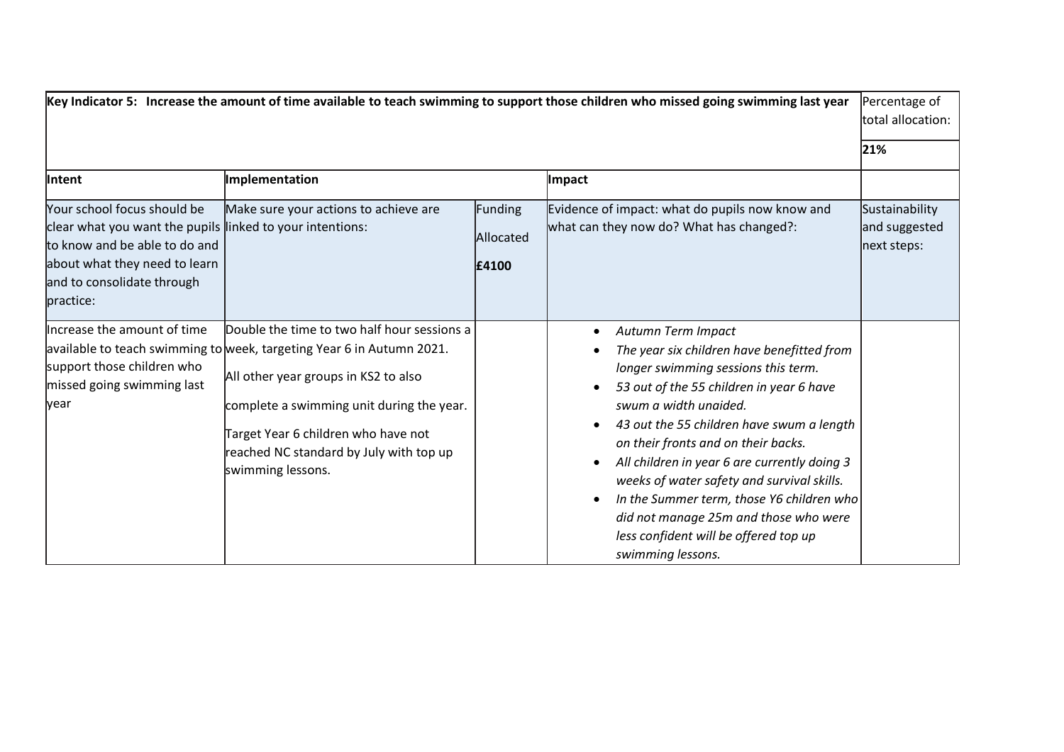| Key Indicator 5: Increase the amount of time available to teach swimming to support those children who missed going swimming last year | | | | Percentage of total allocation: |
|---|---|---|---|---|
| | | | | **21%** |
| **Intent** | **Implementation** | | **Impact** | |
| Your school focus should be clear what you want the pupils to know and be able to do and about what they need to learn and to consolidate through practice: | Make sure your actions to achieve are linked to your intentions: | Funding Allocated **£4100** | Evidence of impact: what do pupils now know and what can they now do? What has changed?: | Sustainability and suggested next steps: |
| Increase the amount of time available to teach swimming to support those children who missed going swimming last year | Double the time to two half hour sessions a week, targeting Year 6 in Autumn 2021.<br><br>All other year groups in KS2 to also complete a swimming unit during the year.<br><br>Target Year 6 children who have not reached NC standard by July with top up swimming lessons. | | • *Autumn Term Impact*<br>• *The year six children have benefitted from longer swimming sessions this term.*<br>• *53 out of the 55 children in year 6 have swum a width unaided.*<br>• *43 out the 55 children have swum a length on their fronts and on their backs.*<br>• *All children in year 6 are currently doing 3 weeks of water safety and survival skills.*<br>• *In the Summer term, those Y6 children who did not manage 25m and those who were less confident will be offered top up swimming lessons.* | |